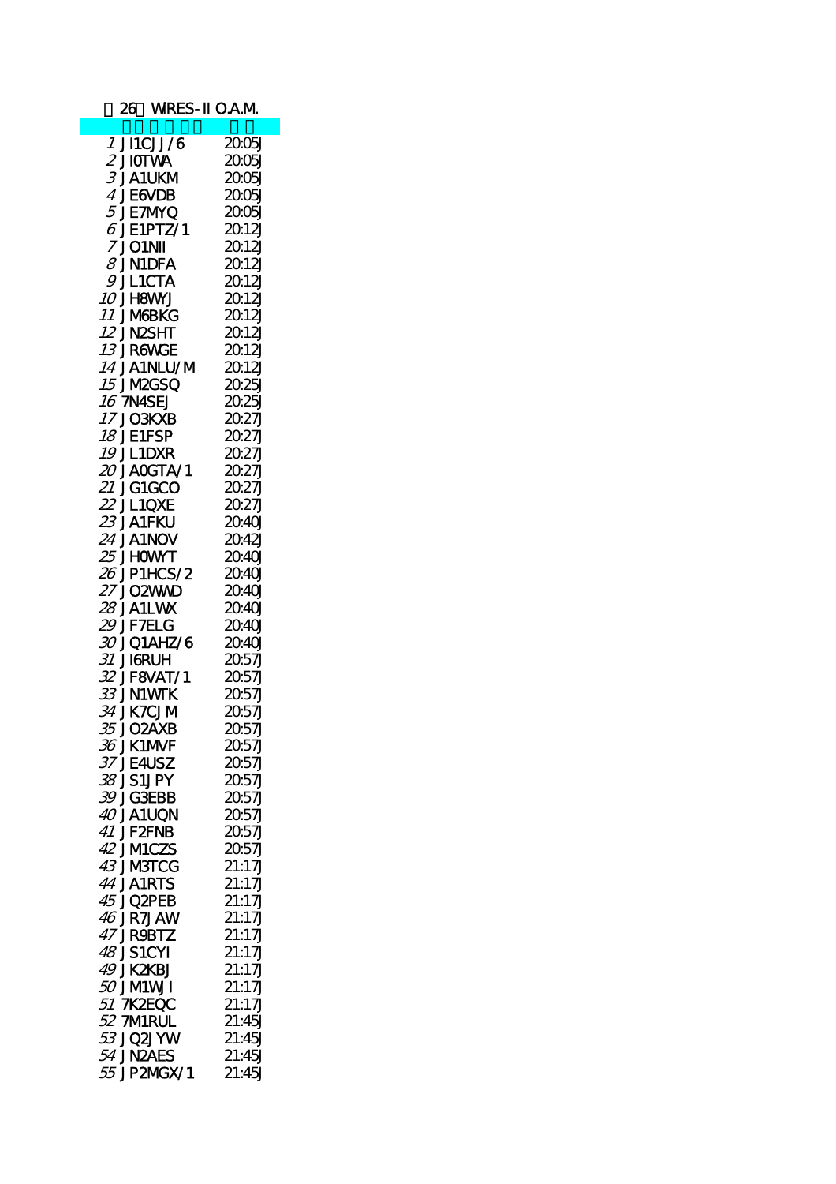26 WIRES-II O.A.M.

| | | |
|---|---|---|
| *1* | JI1CJJ/6 | 20:05J |
| *2* | JI0TWA | 20:05J |
| *3* | JA1UKM | 20:05J |
| *4* | JE6VDB | 20:05J |
| *5* | JE7MYQ | 20:05J |
| *6* | JE1PTZ/1 | 20:12J |
| *7* | JO1NII | 20:12J |
| *8* | JN1DFA | 20:12J |
| *9* | JL1CTA | 20:12J |
| *10* | JH8WYJ | 20:12J |
| *11* | JM6BKG | 20:12J |
| *12* | JN2SHT | 20:12J |
| *13* | JR6WGE | 20:12J |
| *14* | JA1NLU/M | 20:12J |
| *15* | JM2GSQ | 20:25J |
| *16* | 7N4SEJ | 20:25J |
| *17* | JO3KXB | 20:27J |
| *18* | JE1FSP | 20:27J |
| *19* | JL1DXR | 20:27J |
| *20* | JA0GTA/1 | 20:27J |
| *21* | JG1GCO | 20:27J |
| *22* | JL1QXE | 20:27J |
| *23* | JA1FKU | 20:40J |
| *24* | JA1NOV | 20:42J |
| *25* | JH0WYT | 20:40J |
| *26* | JP1HCS/2 | 20:40J |
| *27* | JO2WWD | 20:40J |
| *28* | JA1LWX | 20:40J |
| *29* | JF7ELG | 20:40J |
| *30* | JQ1AHZ/6 | 20:40J |
| *31* | JI6RUH | 20:57J |
| *32* | JF8VAT/1 | 20:57J |
| *33* | JN1WTK | 20:57J |
| *34* | JK7CJM | 20:57J |
| *35* | JO2AXB | 20:57J |
| *36* | JK1MVF | 20:57J |
| *37* | JE4USZ | 20:57J |
| *38* | JS1JPY | 20:57J |
| *39* | JG3EBB | 20:57J |
| *40* | JA1UQN | 20:57J |
| *41* | JF2FNB | 20:57J |
| *42* | JM1CZS | 20:57J |
| *43* | JM3TCG | 21:17J |
| *44* | JA1RTS | 21:17J |
| *45* | JQ2PEB | 21:17J |
| *46* | JR7JAW | 21:17J |
| *47* | JR9BTZ | 21:17J |
| *48* | JS1CYI | 21:17J |
| *49* | JK2KBJ | 21:17J |
| *50* | JM1WJI | 21:17J |
| *51* | 7K2EQC | 21:17J |
| *52* | 7M1RUL | 21:45J |
| *53* | JQ2JYW | 21:45J |
| *54* | JN2AES | 21:45J |
| *55* | JP2MGX/1 | 21:45J |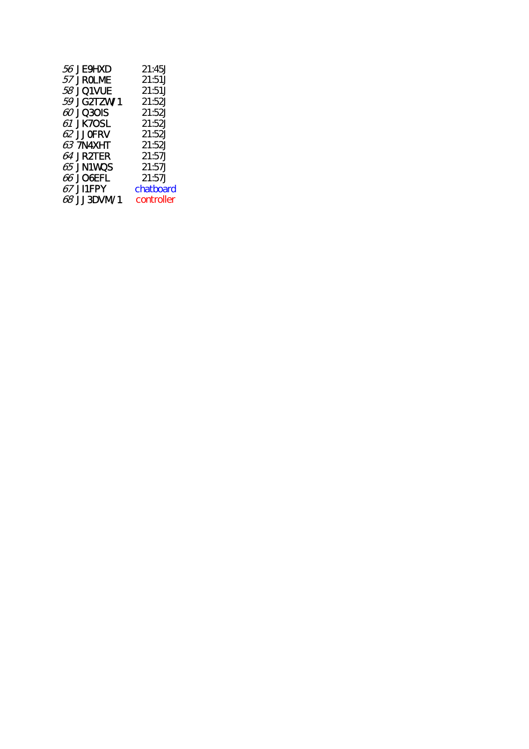| | | |
|---|---|---|
| *56* | JE9HXD | 21:45J |
| *57* | JR0LME | 21:51J |
| *58* | JQ1VUE | 21:51J |
| *59* | JG2TZW/1 | 21:52J |
| *60* | JQ3OIS | 21:52J |
| *61* | JK7OSL | 21:52J |
| *62* | JJ0FRV | 21:52J |
| *63* | 7N4XHT | 21:52J |
| *64* | JR2TER | 21:57J |
| *65* | JN1WQS | 21:57J |
| *66* | JO6EFL | 21:57J |
| *67* | JI1FPY | chatboard |
| *68* | JJ3DVM/1 | controller |